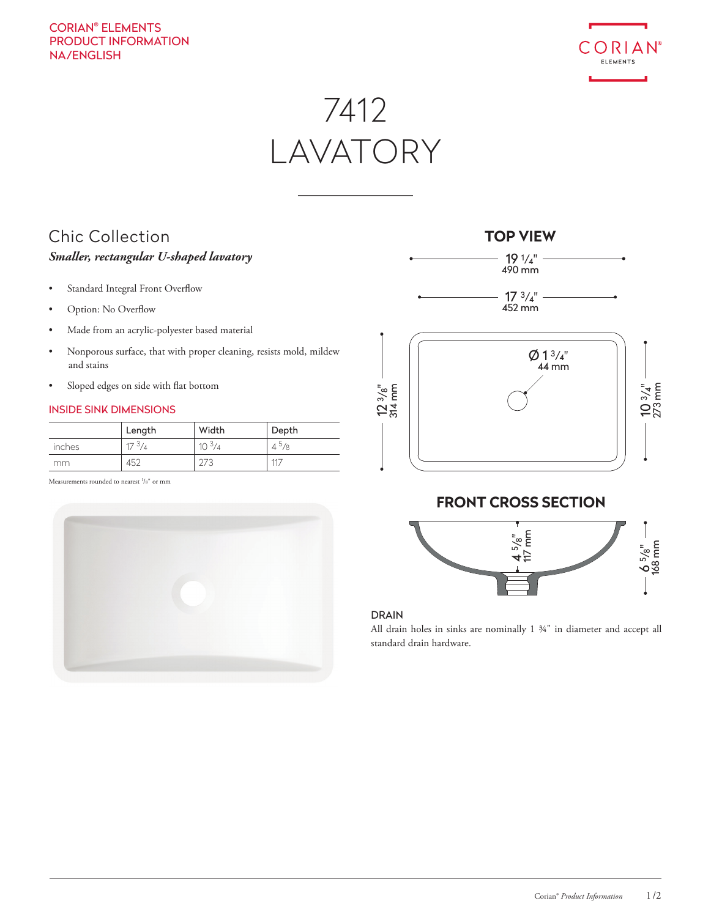CORIAN® ELEMENTS
PRODUCT INFORMATION
NA/ENGLISH

# 7412
# LAVATORY

## Chic Collection

***Smaller, rectangular U-shaped lavatory***

- Standard Integral Front Overflow
- Option: No Overflow
- Made from an acrylic-polyester based material
- Nonporous surface, that with proper cleaning, resists mold, mildew and stains
- Sloped edges on side with flat bottom

### INSIDE SINK DIMENSIONS

| | Length | Width | Depth |
|---|---|---|---|
| inches | 17 3/4 | 10 3/4 | 4 5/8 |
| mm | 452 | 273 | 117 |

Measurements rounded to nearest 1/8" or mm

### TOP VIEW

19 1/4" 490 mm

17 3/4" 452 mm

Ø 1 3/4" 44 mm

12 3/8" 314 mm

10 3/4" 273 mm

### FRONT CROSS SECTION

4 5/8" 117 mm

6 5/8" 168 mm

### DRAIN

All drain holes in sinks are nominally 1 ¾" in diameter and accept all standard drain hardware.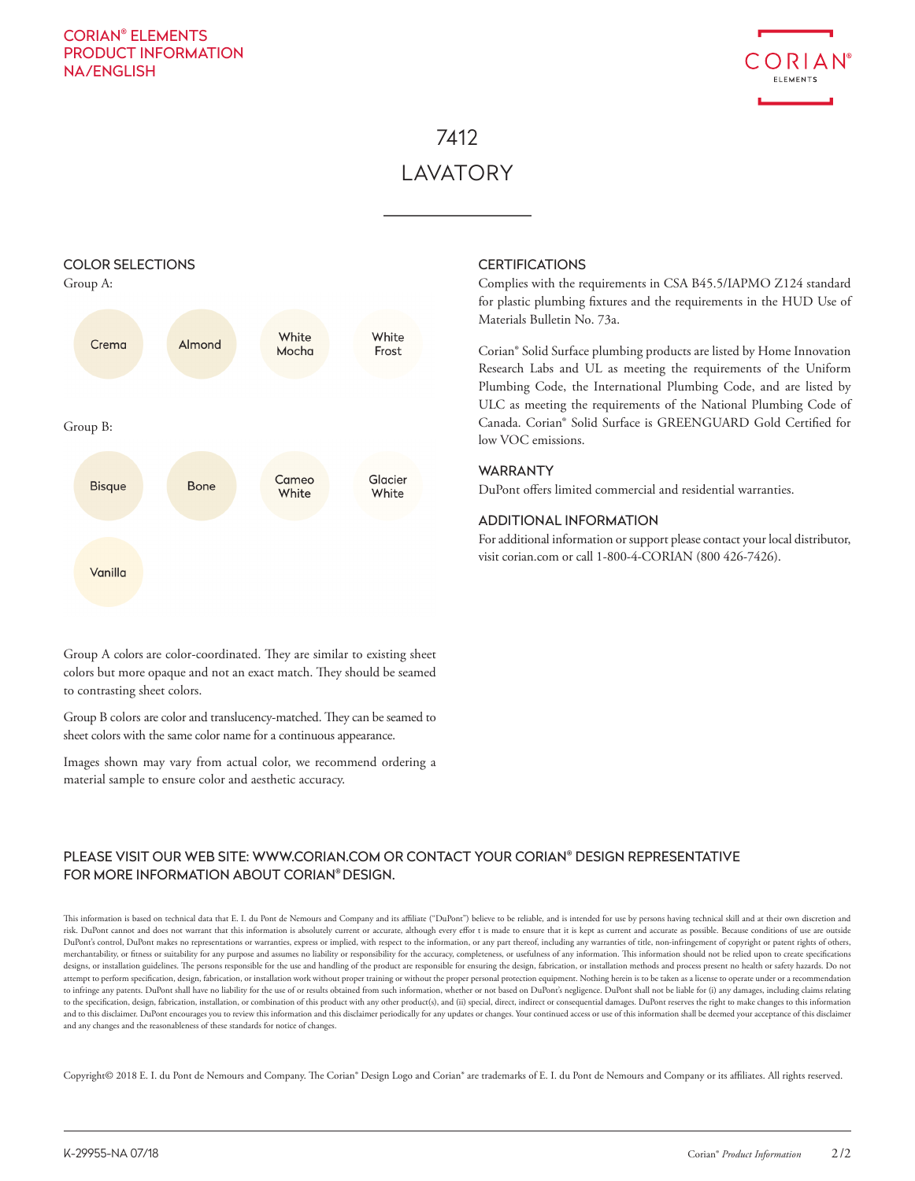CORIAN® ELEMENTS
PRODUCT INFORMATION
NA/ENGLISH

# 7412
# LAVATORY

## COLOR SELECTIONS

Group A:

Crema

Almond

White Mocha

White Frost

Group B:

Bisque

Bone

Cameo White

Glacier White

Vanilla

Group A colors are color-coordinated. They are similar to existing sheet colors but more opaque and not an exact match. They should be seamed to contrasting sheet colors.

Group B colors are color and translucency-matched. They can be seamed to sheet colors with the same color name for a continuous appearance.

Images shown may vary from actual color, we recommend ordering a material sample to ensure color and aesthetic accuracy.

## CERTIFICATIONS

Complies with the requirements in CSA B45.5/IAPMO Z124 standard for plastic plumbing fixtures and the requirements in the HUD Use of Materials Bulletin No. 73a.

Corian® Solid Surface plumbing products are listed by Home Innovation Research Labs and UL as meeting the requirements of the Uniform Plumbing Code, the International Plumbing Code, and are listed by ULC as meeting the requirements of the National Plumbing Code of Canada. Corian® Solid Surface is GREENGUARD Gold Certified for low VOC emissions.

## WARRANTY

DuPont offers limited commercial and residential warranties.

## ADDITIONAL INFORMATION

For additional information or support please contact your local distributor, visit corian.com or call 1-800-4-CORIAN (800 426-7426).

## PLEASE VISIT OUR WEB SITE: WWW.CORIAN.COM OR CONTACT YOUR CORIAN® DESIGN REPRESENTATIVE FOR MORE INFORMATION ABOUT CORIAN® DESIGN.

This information is based on technical data that E. I. du Pont de Nemours and Company and its affiliate ("DuPont") believe to be reliable, and is intended for use by persons having technical skill and at their own discretion and risk. DuPont cannot and does not warrant that this information is absolutely current or accurate, although every effor t is made to ensure that it is kept as current and accurate as possible. Because conditions of use are outside DuPont's control, DuPont makes no representations or warranties, express or implied, with respect to the information, or any part thereof, including any warranties of title, non-infringement of copyright or patent rights of others, merchantability, or fitness or suitability for any purpose and assumes no liability or responsibility for the accuracy, completeness, or usefulness of any information. This information should not be relied upon to create specifications designs, or installation guidelines. The persons responsible for the use and handling of the product are responsible for ensuring the design, fabrication, or installation methods and process present no health or safety hazards. Do not attempt to perform specification, design, fabrication, or installation work without proper training or without the proper personal protection equipment. Nothing herein is to be taken as a license to operate under or a recommendation to infringe any patents. DuPont shall have no liability for the use of or results obtained from such information, whether or not based on DuPont's negligence. DuPont shall not be liable for (i) any damages, including claims relating to the specification, design, fabrication, installation, or combination of this product with any other product(s), and (ii) special, direct, indirect or consequential damages. DuPont reserves the right to make changes to this information and to this disclaimer. DuPont encourages you to review this information and this disclaimer periodically for any updates or changes. Your continued access or use of this information shall be deemed your acceptance of this disclaimer and any changes and the reasonableness of these standards for notice of changes.

Copyright© 2018 E. I. du Pont de Nemours and Company. The Corian® Design Logo and Corian® are trademarks of E. I. du Pont de Nemours and Company or its affiliates. All rights reserved.

K-29955-NA 07/18